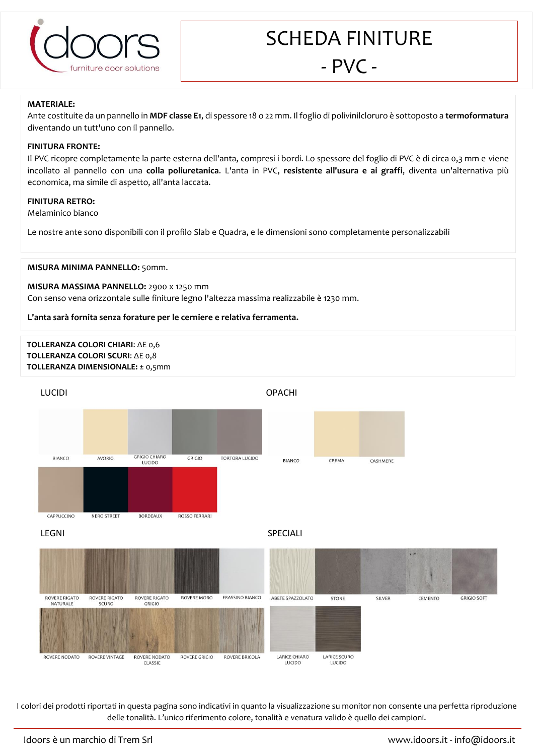# SCHEDA FINITURE

## - PVC -

**MATERIALE:**
Ante costituite da un pannello in **MDF classe E1**, di spessore 18 o 22 mm. Il foglio di polivinilcloruro è sottoposto a **termoformatura** diventando un tutt'uno con il pannello.

**FINITURA FRONTE:**
Il PVC ricopre completamente la parte esterna dell'anta, compresi i bordi. Lo spessore del foglio di PVC è di circa 0,3 mm e viene incollato al pannello con una **colla poliuretanica**. L'anta in PVC, **resistente all'usura e ai graffi**, diventa un'alternativa più economica, ma simile di aspetto, all'anta laccata.

**FINITURA RETRO:**
Melaminico bianco

Le nostre ante sono disponibili con il profilo Slab e Quadra, e le dimensioni sono completamente personalizzabili

**MISURA MINIMA PANNELLO:** 50mm.

**MISURA MASSIMA PANNELLO:** 2900 x 1250 mm
Con senso vena orizzontale sulle finiture legno l'altezza massima realizzabile è 1230 mm.

**L'anta sarà fornita senza forature per le cerniere e relativa ferramenta.**

**TOLLERANZA COLORI CHIARI**: ΔE 0,6
**TOLLERANZA COLORI SCURI**: ΔE 0,8
**TOLLERANZA DIMENSIONALE:** ± 0,5mm

### LUCIDI

BIANCO, AVORIO, GRIGIO CHIARO LUCIDO, GRIGIO, TORTORA LUCIDO, CAPPUCCINO, NERO STREET, BORDEAUX, ROSSO FERRARI

### OPACHI

BIANCO, CREMA, CASHMERE

### LEGNI

ROVERE RIGATO NATURALE, ROVERE RIGATO SCURO, ROVERE RIGATO GRIGIO, ROVERE MORO, FRASSINO BIANCO, ROVERE NODATO, ROVERE VINTAGE, ROVERE NODATO CLASSIC, ROVERE GRIGIO, ROVERE BRICOLA

### SPECIALI

ABETE SPAZZOLATO, STONE, SILVER, CEMENTO, GRIGIO SOFT, LARICE CHIARO LUCIDO, LARICE SCURO LUCIDO

I colori dei prodotti riportati in questa pagina sono indicativi in quanto la visualizzazione su monitor non consente una perfetta riproduzione delle tonalità. L'unico riferimento colore, tonalità e venatura valido è quello dei campioni.

Idoors è un marchio di Trem Srl — www.idoors.it - info@idoors.it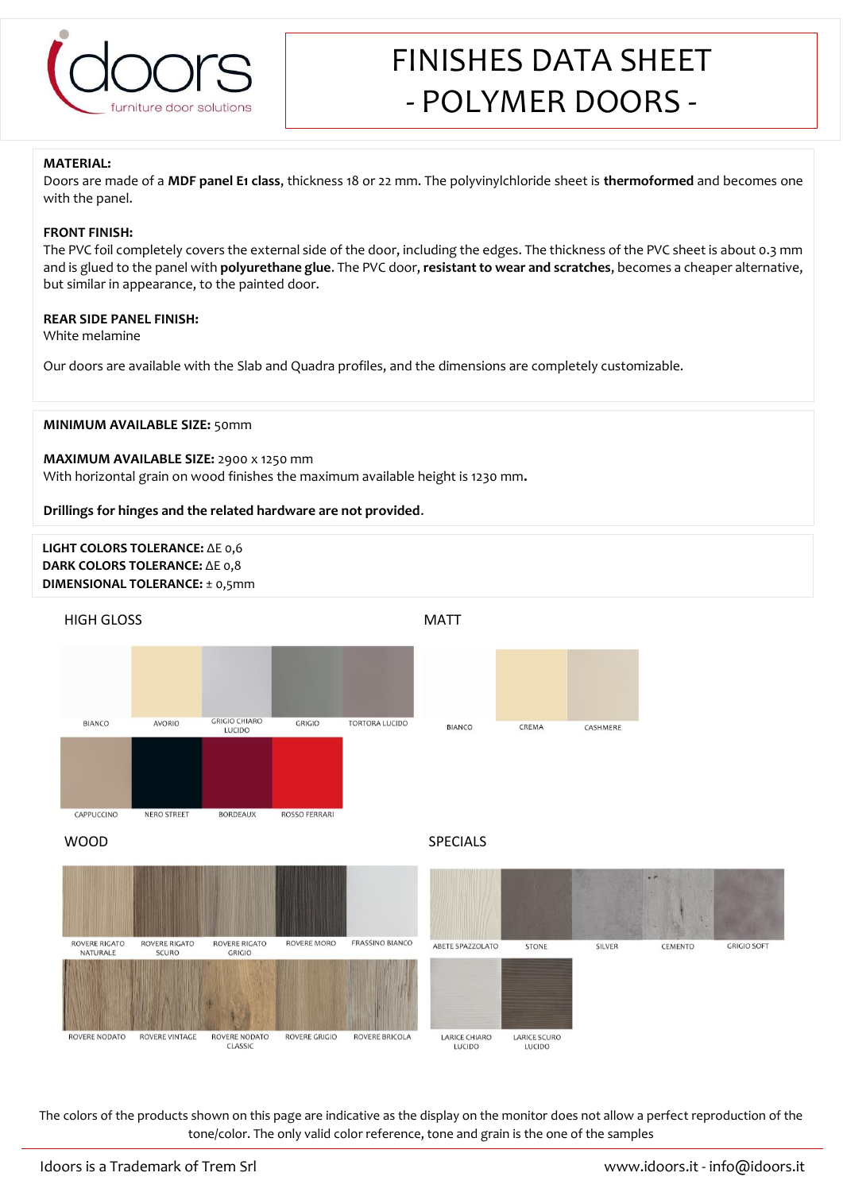# FINISHES DATA SHEET - POLYMER DOORS -

**MATERIAL:**
Doors are made of a **MDF panel E1 class**, thickness 18 or 22 mm. The polyvinylchloride sheet is **thermoformed** and becomes one with the panel.

**FRONT FINISH:**
The PVC foil completely covers the external side of the door, including the edges. The thickness of the PVC sheet is about 0.3 mm and is glued to the panel with **polyurethane glue**. The PVC door, **resistant to wear and scratches**, becomes a cheaper alternative, but similar in appearance, to the painted door.

**REAR SIDE PANEL FINISH:**
White melamine

Our doors are available with the Slab and Quadra profiles, and the dimensions are completely customizable.

**MINIMUM AVAILABLE SIZE:** 50mm

**MAXIMUM AVAILABLE SIZE:** 2900 x 1250 mm
With horizontal grain on wood finishes the maximum available height is 1230 mm**.**

**Drillings for hinges and the related hardware are not provided**.

**LIGHT COLORS TOLERANCE:** ΔE 0,6
**DARK COLORS TOLERANCE:** ΔE 0,8
**DIMENSIONAL TOLERANCE:** ± 0,5mm

## HIGH GLOSS

BIANCO, AVORIO, GRIGIO CHIARO LUCIDO, GRIGIO, TORTORA LUCIDO, CAPPUCCINO, NERO STREET, BORDEAUX, ROSSO FERRARI

## MATT

BIANCO, CREMA, CASHMERE

## WOOD

ROVERE RIGATO NATURALE, ROVERE RIGATO SCURO, ROVERE RIGATO GRIGIO, ROVERE MORO, FRASSINO BIANCO, ROVERE NODATO, ROVERE VINTAGE, ROVERE NODATO CLASSIC, ROVERE GRIGIO, ROVERE BRICOLA

## SPECIALS

ABETE SPAZZOLATO, STONE, SILVER, CEMENTO, GRIGIO SOFT, LARICE CHIARO LUCIDO, LARICE SCURO LUCIDO

The colors of the products shown on this page are indicative as the display on the monitor does not allow a perfect reproduction of the tone/color. The only valid color reference, tone and grain is the one of the samples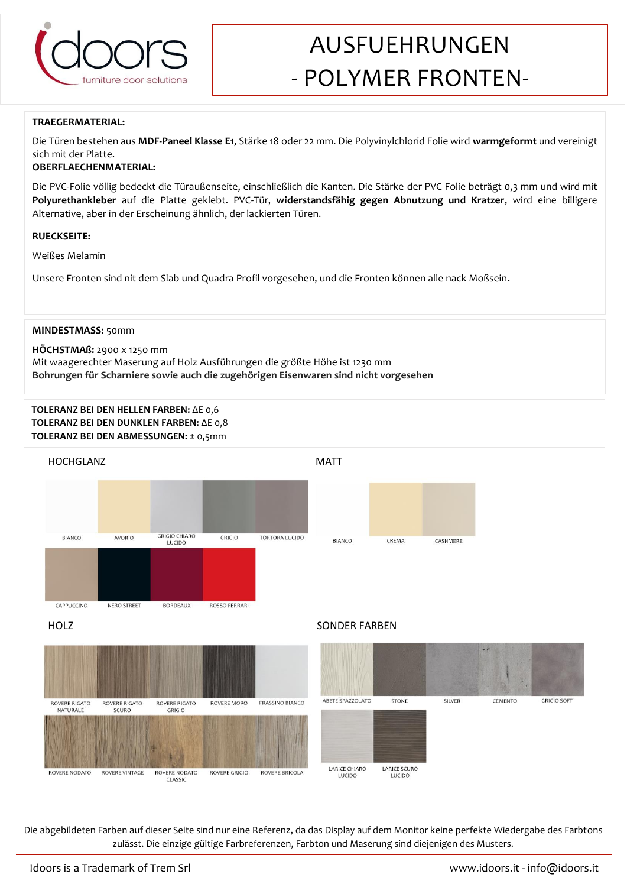# AUSFUEHRUNGEN - POLYMER FRONTEN-

**TRAEGERMATERIAL:**

Die Türen bestehen aus **MDF-Paneel Klasse E1**, Stärke 18 oder 22 mm. Die Polyvinylchlorid Folie wird **warmgeformt** und vereinigt sich mit der Platte.

**OBERFLAECHENMATERIAL:**

Die PVC-Folie völlig bedeckt die Türaußenseite, einschließlich die Kanten. Die Stärke der PVC Folie beträgt 0,3 mm und wird mit **Polyurethankleber** auf die Platte geklebt. PVC-Tür, **widerstandsfähig gegen Abnutzung und Kratzer**, wird eine billigere Alternative, aber in der Erscheinung ähnlich, der lackierten Türen.

**RUECKSEITE:**

Weißes Melamin

Unsere Fronten sind nit dem Slab und Quadra Profil vorgesehen, und die Fronten können alle nack Moßsein.

**MINDESTMASS:** 50mm

**HÖCHSTMAß:** 2900 x 1250 mm
Mit waagerechter Maserung auf Holz Ausführungen die größte Höhe ist 1230 mm
**Bohrungen für Scharniere sowie auch die zugehörigen Eisenwaren sind nicht vorgesehen**

**TOLERANZ BEI DEN HELLEN FARBEN:** ΔE 0,6
**TOLERANZ BEI DEN DUNKLEN FARBEN:** ΔE 0,8
**TOLERANZ BEI DEN ABMESSUNGEN:** ± 0,5mm

## HOCHGLANZ

BIANCO
AVORIO
GRIGIO CHIARO LUCIDO
GRIGIO
TORTORA LUCIDO
CAPPUCCINO
NERO STREET
BORDEAUX
ROSSO FERRARI

## MATT

BIANCO
CREMA
CASHMERE

## HOLZ

ROVERE RIGATO NATURALE
ROVERE RIGATO SCURO
ROVERE RIGATO GRIGIO
ROVERE MORO
FRASSINO BIANCO
ROVERE NODATO
ROVERE VINTAGE
ROVERE NODATO CLASSIC
ROVERE GRIGIO
ROVERE BRICOLA

## SONDER FARBEN

ABETE SPAZZOLATO
STONE
SILVER
CEMENTO
GRIGIO SOFT
LARICE CHIARO LUCIDO
LARICE SCURO LUCIDO

Die abgebildeten Farben auf dieser Seite sind nur eine Referenz, da das Display auf dem Monitor keine perfekte Wiedergabe des Farbtons zulässt. Die einzige gültige Farbreferenzen, Farbton und Maserung sind diejenigen des Musters.

Idoors is a Trademark of Trem Srl — www.idoors.it - info@idoors.it